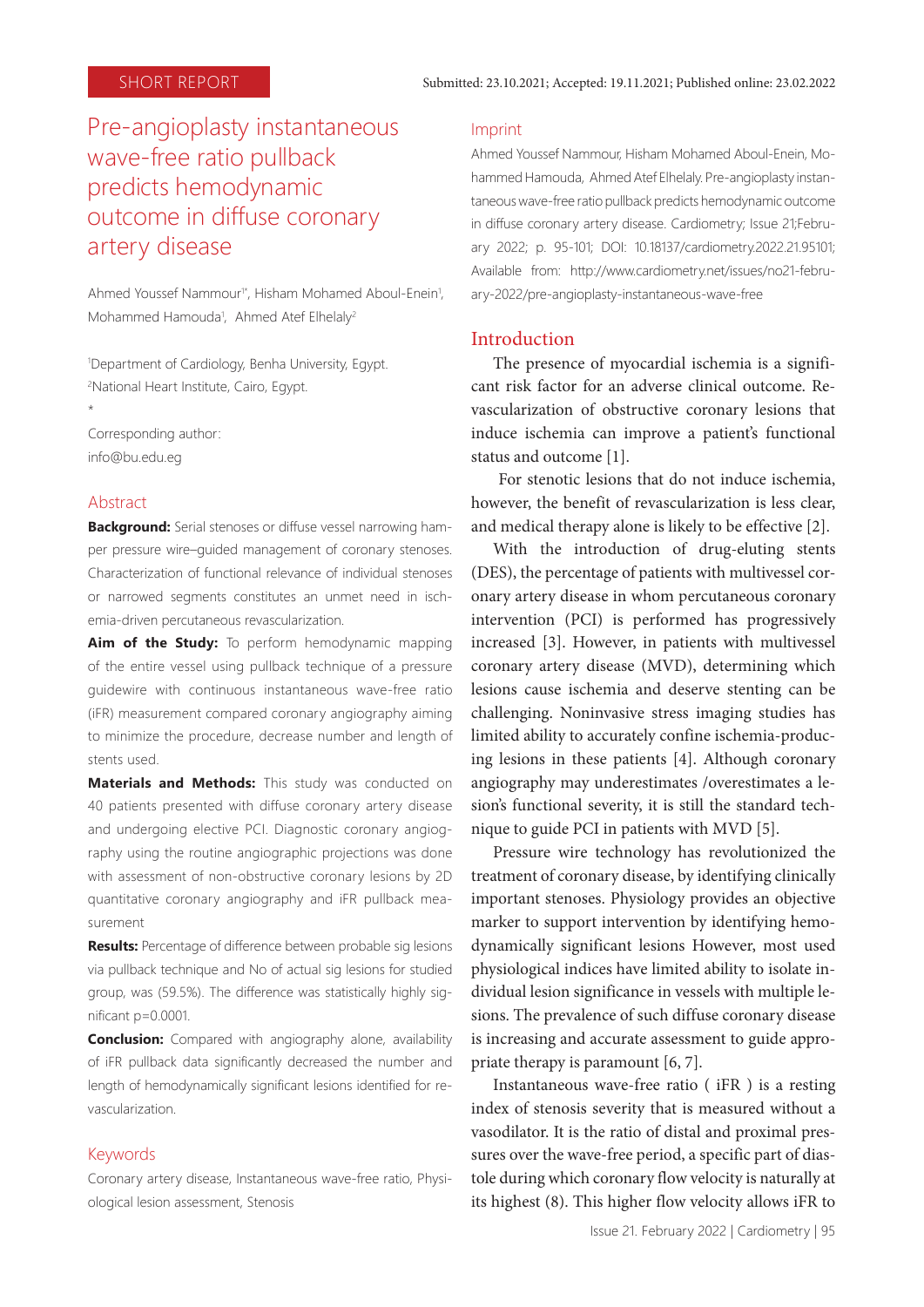SHORT REPORT

Submitted: 23.10.2021; Accepted: 19.11.2021; Published online: 23.02.2022

# Pre-angioplasty instantaneous wave-free ratio pullback predicts hemodynamic outcome in diffuse coronary artery disease

Ahmed Youssef Nammour[1*], Hisham Mohamed Aboul-Enein[1], Mohammed Hamouda[1], Ahmed Atef Elhelaly[2]

[1]Department of Cardiology, Benha University, Egypt.
[2]National Heart Institute, Cairo, Egypt.

*

Corresponding author:
info@bu.edu.eg

## Abstract

**Background:** Serial stenoses or diffuse vessel narrowing hamper pressure wire–guided management of coronary stenoses. Characterization of functional relevance of individual stenoses or narrowed segments constitutes an unmet need in ischemia-driven percutaneous revascularization.

**Aim of the Study:** To perform hemodynamic mapping of the entire vessel using pullback technique of a pressure guidewire with continuous instantaneous wave-free ratio (iFR) measurement compared coronary angiography aiming to minimize the procedure, decrease number and length of stents used.

**Materials and Methods:** This study was conducted on 40 patients presented with diffuse coronary artery disease and undergoing elective PCI. Diagnostic coronary angiography using the routine angiographic projections was done with assessment of non-obstructive coronary lesions by 2D quantitative coronary angiography and iFR pullback measurement

**Results:** Percentage of difference between probable sig lesions via pullback technique and No of actual sig lesions for studied group, was (59.5%). The difference was statistically highly significant p=0.0001.

**Conclusion:** Compared with angiography alone, availability of iFR pullback data significantly decreased the number and length of hemodynamically significant lesions identified for revascularization.

## Keywords

Coronary artery disease, Instantaneous wave-free ratio, Physiological lesion assessment, Stenosis

## Imprint

Ahmed Youssef Nammour, Hisham Mohamed Aboul-Enein, Mohammed Hamouda, Ahmed Atef Elhelaly. Pre-angioplasty instantaneous wave-free ratio pullback predicts hemodynamic outcome in diffuse coronary artery disease. Cardiometry; Issue 21;February 2022; p. 95-101; DOI: 10.18137/cardiometry.2022.21.95101; Available from: http://www.cardiometry.net/issues/no21-february-2022/pre-angioplasty-instantaneous-wave-free

## Introduction

The presence of myocardial ischemia is a significant risk factor for an adverse clinical outcome. Revascularization of obstructive coronary lesions that induce ischemia can improve a patient's functional status and outcome [1].

For stenotic lesions that do not induce ischemia, however, the benefit of revascularization is less clear, and medical therapy alone is likely to be effective [2].

With the introduction of drug-eluting stents (DES), the percentage of patients with multivessel coronary artery disease in whom percutaneous coronary intervention (PCI) is performed has progressively increased [3]. However, in patients with multivessel coronary artery disease (MVD), determining which lesions cause ischemia and deserve stenting can be challenging. Noninvasive stress imaging studies has limited ability to accurately confine ischemia-producing lesions in these patients [4]. Although coronary angiography may underestimates /overestimates a lesion's functional severity, it is still the standard technique to guide PCI in patients with MVD [5].

Pressure wire technology has revolutionized the treatment of coronary disease, by identifying clinically important stenoses. Physiology provides an objective marker to support intervention by identifying hemodynamically significant lesions However, most used physiological indices have limited ability to isolate individual lesion significance in vessels with multiple lesions. The prevalence of such diffuse coronary disease is increasing and accurate assessment to guide appropriate therapy is paramount [6, 7].

Instantaneous wave-free ratio ( iFR ) is a resting index of stenosis severity that is measured without a vasodilator. It is the ratio of distal and proximal pressures over the wave-free period, a specific part of diastole during which coronary flow velocity is naturally at its highest (8). This higher flow velocity allows iFR to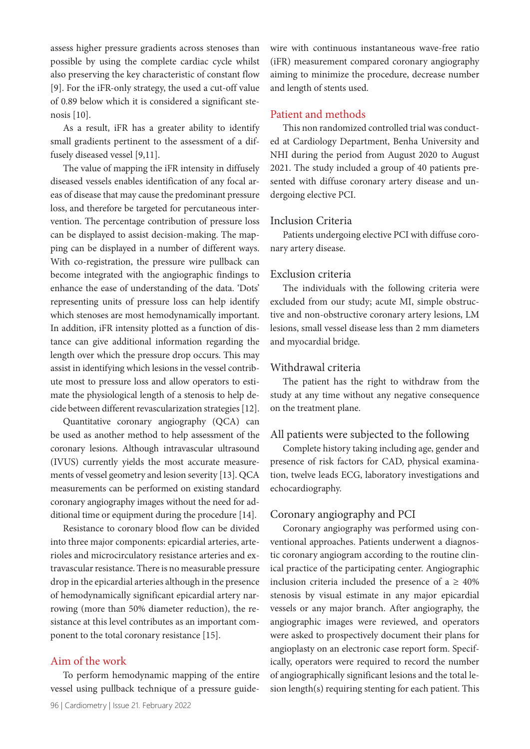assess higher pressure gradients across stenoses than possible by using the complete cardiac cycle whilst also preserving the key characteristic of constant flow [9]. For the iFR-only strategy, the used a cut-off value of 0.89 below which it is considered a significant stenosis [10].

As a result, iFR has a greater ability to identify small gradients pertinent to the assessment of a diffusely diseased vessel [9,11].

The value of mapping the iFR intensity in diffusely diseased vessels enables identification of any focal areas of disease that may cause the predominant pressure loss, and therefore be targeted for percutaneous intervention. The percentage contribution of pressure loss can be displayed to assist decision-making. The mapping can be displayed in a number of different ways. With co-registration, the pressure wire pullback can become integrated with the angiographic findings to enhance the ease of understanding of the data. 'Dots' representing units of pressure loss can help identify which stenoses are most hemodynamically important. In addition, iFR intensity plotted as a function of distance can give additional information regarding the length over which the pressure drop occurs. This may assist in identifying which lesions in the vessel contribute most to pressure loss and allow operators to estimate the physiological length of a stenosis to help decide between different revascularization strategies [12].

Quantitative coronary angiography (QCA) can be used as another method to help assessment of the coronary lesions. Although intravascular ultrasound (IVUS) currently yields the most accurate measurements of vessel geometry and lesion severity [13]. QCA measurements can be performed on existing standard coronary angiography images without the need for additional time or equipment during the procedure [14].

Resistance to coronary blood flow can be divided into three major components: epicardial arteries, arterioles and microcirculatory resistance arteries and extravascular resistance. There is no measurable pressure drop in the epicardial arteries although in the presence of hemodynamically significant epicardial artery narrowing (more than 50% diameter reduction), the resistance at this level contributes as an important component to the total coronary resistance [15].

## Aim of the work

To perform hemodynamic mapping of the entire vessel using pullback technique of a pressure guidewire with continuous instantaneous wave-free ratio (iFR) measurement compared coronary angiography aiming to minimize the procedure, decrease number and length of stents used.

## Patient and methods

This non randomized controlled trial was conducted at Cardiology Department, Benha University and NHI during the period from August 2020 to August 2021. The study included a group of 40 patients presented with diffuse coronary artery disease and undergoing elective PCI.

### Inclusion Criteria

Patients undergoing elective PCI with diffuse coronary artery disease.

### Exclusion criteria

The individuals with the following criteria were excluded from our study; acute MI, simple obstructive and non-obstructive coronary artery lesions, LM lesions, small vessel disease less than 2 mm diameters and myocardial bridge.

### Withdrawal criteria

The patient has the right to withdraw from the study at any time without any negative consequence on the treatment plane.

### All patients were subjected to the following

Complete history taking including age, gender and presence of risk factors for CAD, physical examination, twelve leads ECG, laboratory investigations and echocardiography.

### Coronary angiography and PCI

Coronary angiography was performed using conventional approaches. Patients underwent a diagnostic coronary angiogram according to the routine clinical practice of the participating center. Angiographic inclusion criteria included the presence of a ≥ 40% stenosis by visual estimate in any major epicardial vessels or any major branch. After angiography, the angiographic images were reviewed, and operators were asked to prospectively document their plans for angioplasty on an electronic case report form. Specifically, operators were required to record the number of angiographically significant lesions and the total lesion length(s) requiring stenting for each patient. This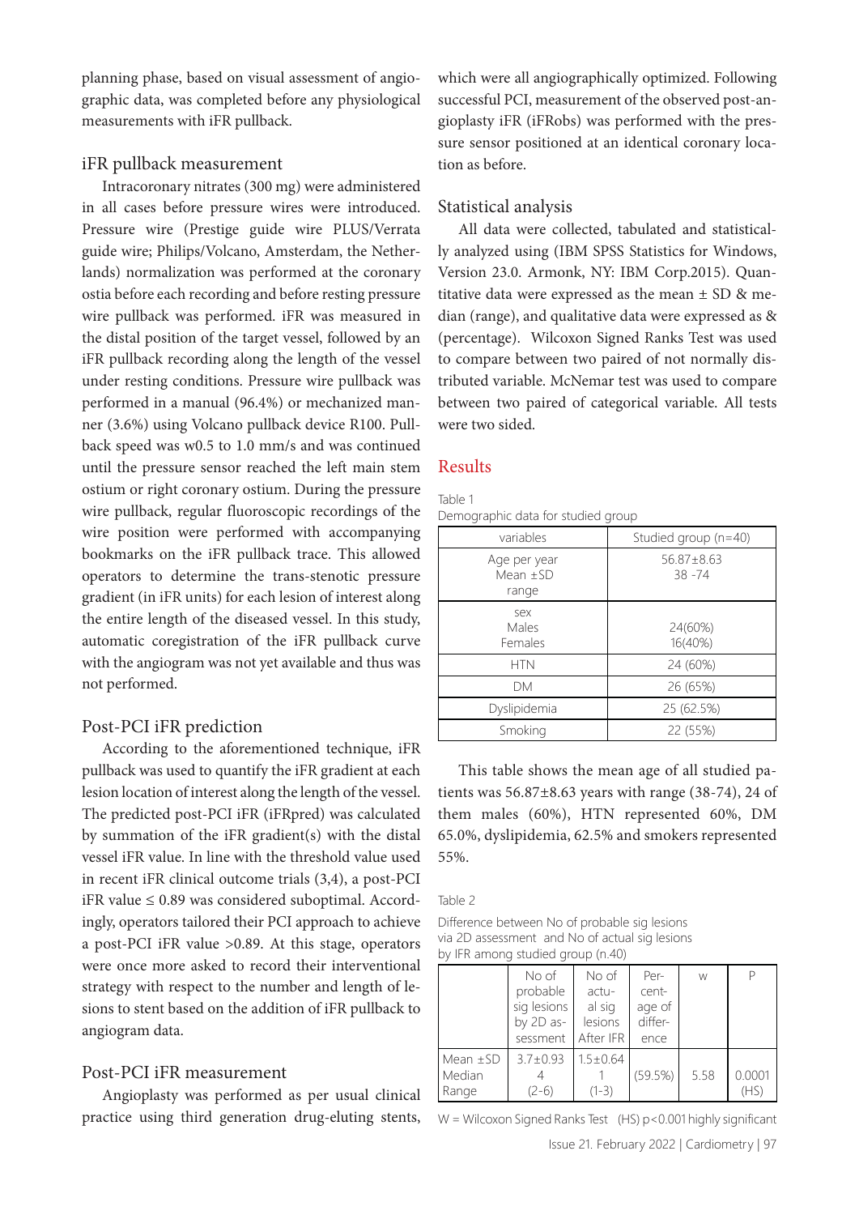planning phase, based on visual assessment of angiographic data, was completed before any physiological measurements with iFR pullback.

### iFR pullback measurement

Intracoronary nitrates (300 mg) were administered in all cases before pressure wires were introduced. Pressure wire (Prestige guide wire PLUS/Verrata guide wire; Philips/Volcano, Amsterdam, the Netherlands) normalization was performed at the coronary ostia before each recording and before resting pressure wire pullback was performed. iFR was measured in the distal position of the target vessel, followed by an iFR pullback recording along the length of the vessel under resting conditions. Pressure wire pullback was performed in a manual (96.4%) or mechanized manner (3.6%) using Volcano pullback device R100. Pullback speed was w0.5 to 1.0 mm/s and was continued until the pressure sensor reached the left main stem ostium or right coronary ostium. During the pressure wire pullback, regular fluoroscopic recordings of the wire position were performed with accompanying bookmarks on the iFR pullback trace. This allowed operators to determine the trans-stenotic pressure gradient (in iFR units) for each lesion of interest along the entire length of the diseased vessel. In this study, automatic coregistration of the iFR pullback curve with the angiogram was not yet available and thus was not performed.

### Post-PCI iFR prediction

According to the aforementioned technique, iFR pullback was used to quantify the iFR gradient at each lesion location of interest along the length of the vessel. The predicted post-PCI iFR (iFRpred) was calculated by summation of the iFR gradient(s) with the distal vessel iFR value. In line with the threshold value used in recent iFR clinical outcome trials (3,4), a post-PCI iFR value ≤ 0.89 was considered suboptimal. Accordingly, operators tailored their PCI approach to achieve a post-PCI iFR value >0.89. At this stage, operators were once more asked to record their interventional strategy with respect to the number and length of lesions to stent based on the addition of iFR pullback to angiogram data.

### Post-PCI iFR measurement

Angioplasty was performed as per usual clinical practice using third generation drug-eluting stents, which were all angiographically optimized. Following successful PCI, measurement of the observed post-angioplasty iFR (iFRobs) was performed with the pressure sensor positioned at an identical coronary location as before.

### Statistical analysis

All data were collected, tabulated and statistically analyzed using (IBM SPSS Statistics for Windows, Version 23.0. Armonk, NY: IBM Corp.2015). Quantitative data were expressed as the mean ± SD & median (range), and qualitative data were expressed as & (percentage). Wilcoxon Signed Ranks Test was used to compare between two paired of not normally distributed variable. McNemar test was used to compare between two paired of categorical variable. All tests were two sided.

## Results

Table 1

Demographic data for studied group

| variables | Studied group (n=40) |
|---|---|
| Age per year<br>Mean ±SD<br>range | 56.87±8.63<br>38 -74 |
| sex<br>Males<br>Females | <br>24(60%)<br>16(40%) |
| HTN | 24 (60%) |
| DM | 26 (65%) |
| Dyslipidemia | 25 (62.5%) |
| Smoking | 22 (55%) |

This table shows the mean age of all studied patients was 56.87±8.63 years with range (38-74), 24 of them males (60%), HTN represented 60%, DM 65.0%, dyslipidemia, 62.5% and smokers represented 55%.

Table 2

Difference between No of probable sig lesions via 2D assessment and No of actual sig lesions by IFR among studied group (n.40)

| | No of probable sig lesions by 2D assessment | No of actual sig lesions After IFR | Percentage of difference | W | P |
|---|---|---|---|---|---|
| Mean ±SD<br>Median<br>Range | 3.7±0.93<br>4<br>(2-6) | 1.5±0.64<br>1<br>(1-3) | (59.5%) | 5.58 | 0.0001<br>(HS) |

W = Wilcoxon Signed Ranks Test (HS) p<0.001 highly significant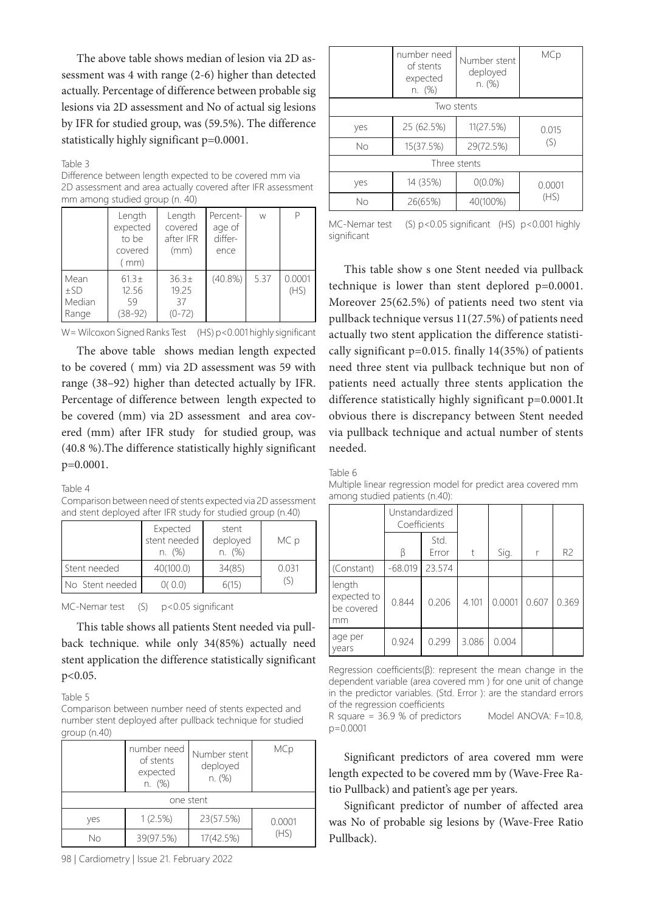The above table shows median of lesion via 2D assessment was 4 with range (2-6) higher than detected actually. Percentage of difference between probable sig lesions via 2D assessment and No of actual sig lesions by IFR for studied group, was (59.5%). The difference statistically highly significant p=0.0001.

Table 3

Difference between length expected to be covered mm via 2D assessment and area actually covered after IFR assessment mm among studied group (n. 40)

| | Length expected to be covered ( mm) | Length covered after IFR (mm) | Percentage of difference | W | P |
|---|---|---|---|---|---|
| Mean ±SD Median Range | 61.3± 12.56 59 (38-92) | 36.3± 19.25 37 (0-72) | (40.8%) | 5.37 | 0.0001 (HS) |

W= Wilcoxon Signed Ranks Test (HS) p<0.001 highly significant

The above table shows median length expected to be covered ( mm) via 2D assessment was 59 with range (38–92) higher than detected actually by IFR. Percentage of difference between length expected to be covered (mm) via 2D assessment and area covered (mm) after IFR study for studied group, was (40.8 %).The difference statistically highly significant p=0.0001.

Table 4

Comparison between need of stents expected via 2D assessment and stent deployed after IFR study for studied group (n.40)

| | Expected stent needed n. (%) | stent deployed n. (%) | MC p |
|---|---|---|---|
| Stent needed | 40(100.0) | 34(85) | 0.031 (S) |
| No Stent needed | 0( 0.0) | 6(15) | |

MC-Nemar test (S) p<0.05 significant

This table shows all patients Stent needed via pullback technique. while only 34(85%) actually need stent application the difference statistically significant p<0.05.

Table 5

Comparison between number need of stents expected and number stent deployed after pullback technique for studied group (n.40)

| | number need of stents expected n. (%) | Number stent deployed n. (%) | MCp |
|---|---|---|---|
| one stent | | | |
| yes | 1 (2.5%) | 23(57.5%) | 0.0001 (HS) |
| No | 39(97.5%) | 17(42.5%) | |
| Two stents | | | |
| yes | 25 (62.5%) | 11(27.5%) | 0.015 (S) |
| No | 15(37.5%) | 29(72.5%) | |
| Three stents | | | |
| yes | 14 (35%) | 0(0.0%) | 0.0001 (HS) |
| No | 26(65%) | 40(100%) | |

MC-Nemar test (S) p<0.05 significant (HS) p<0.001 highly significant

This table show s one Stent needed via pullback technique is lower than stent deplored p=0.0001. Moreover 25(62.5%) of patients need two stent via pullback technique versus 11(27.5%) of patients need actually two stent application the difference statistically significant p=0.015. finally 14(35%) of patients need three stent via pullback technique but non of patients need actually three stents application the difference statistically highly significant p=0.0001.It obvious there is discrepancy between Stent needed via pullback technique and actual number of stents needed.

Table 6

Multiple linear regression model for predict area covered mm among studied patients (n.40):

| | Unstandardized Coefficients | | | | | |
|---|---|---|---|---|---|---|
| | β | Std. Error | t | Sig. | r | R2 |
| (Constant) | -68.019 | 23.574 | | | | |
| length expected to be covered mm | 0.844 | 0.206 | 4.101 | 0.0001 | 0.607 | 0.369 |
| age per years | 0.924 | 0.299 | 3.086 | 0.004 | | |

Regression coefficients(β): represent the mean change in the dependent variable (area covered mm ) for one unit of change in the predictor variables. (Std. Error ): are the standard errors of the regression coefficients

R square = 36.9 % of predictors Model ANOVA: F=10.8, p=0.0001

Significant predictors of area covered mm were length expected to be covered mm by (Wave-Free Ratio Pullback) and patient's age per years.

Significant predictor of number of affected area was No of probable sig lesions by (Wave-Free Ratio Pullback).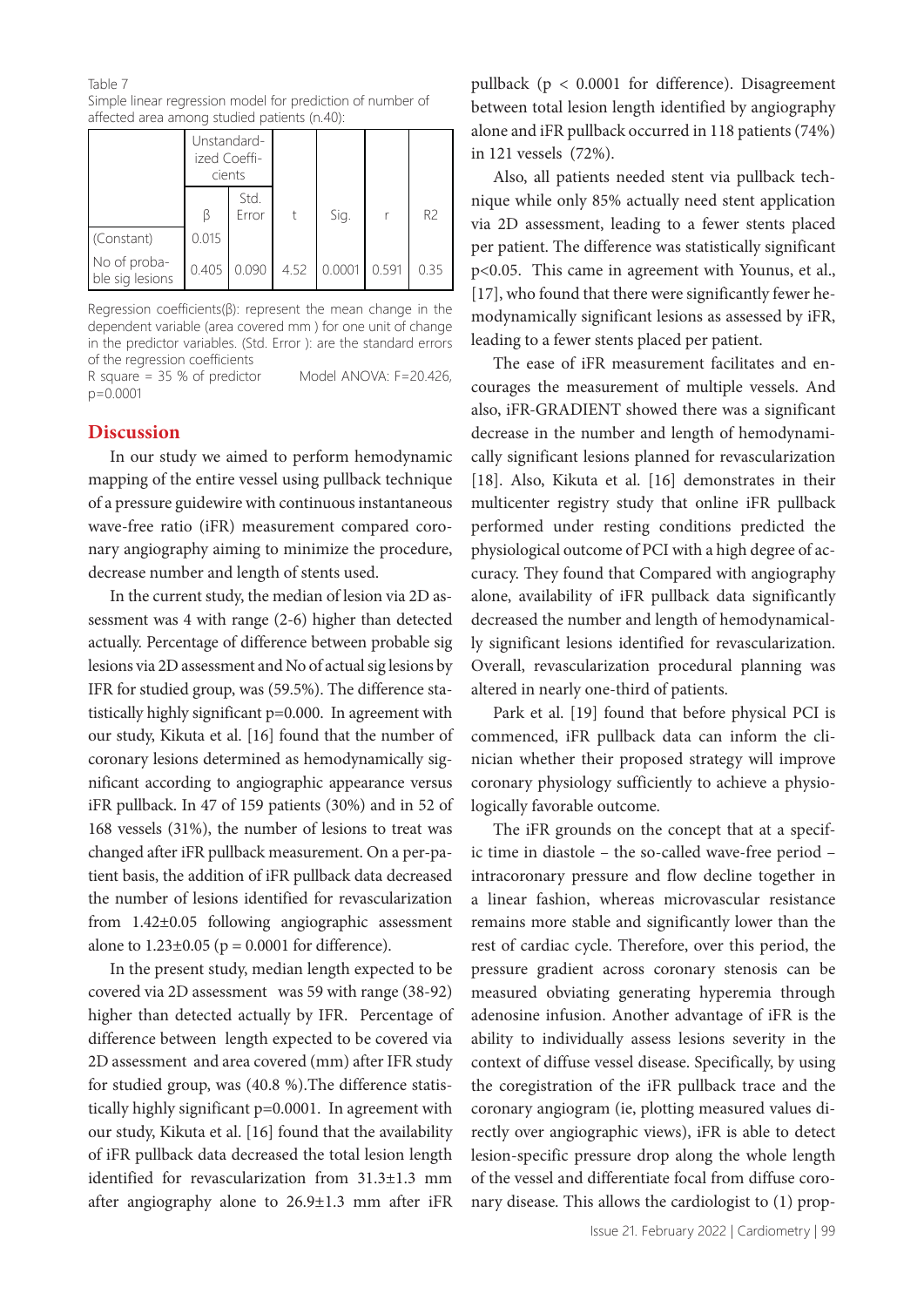Table 7
Simple linear regression model for prediction of number of affected area among studied patients (n.40):

| | Unstandardized Coefficients | | | | | |
|---|---|---|---|---|---|---|
| | β | Std. Error | t | Sig. | r | R2 |
| (Constant) | 0.015 | | | | | |
| No of probable sig lesions | 0.405 | 0.090 | 4.52 | 0.0001 | 0.591 | 0.35 |

Regression coefficients(β): represent the mean change in the dependent variable (area covered mm ) for one unit of change in the predictor variables. (Std. Error ): are the standard errors of the regression coefficients
R square = 35 % of predictor Model ANOVA: F=20.426, p=0.0001

## Discussion

In our study we aimed to perform hemodynamic mapping of the entire vessel using pullback technique of a pressure guidewire with continuous instantaneous wave-free ratio (iFR) measurement compared coronary angiography aiming to minimize the procedure, decrease number and length of stents used.

In the current study, the median of lesion via 2D assessment was 4 with range (2-6) higher than detected actually. Percentage of difference between probable sig lesions via 2D assessment and No of actual sig lesions by IFR for studied group, was (59.5%). The difference statistically highly significant p=0.000. In agreement with our study, Kikuta et al. [16] found that the number of coronary lesions determined as hemodynamically significant according to angiographic appearance versus iFR pullback. In 47 of 159 patients (30%) and in 52 of 168 vessels (31%), the number of lesions to treat was changed after iFR pullback measurement. On a per-patient basis, the addition of iFR pullback data decreased the number of lesions identified for revascularization from 1.42±0.05 following angiographic assessment alone to 1.23±0.05 (p = 0.0001 for difference).

In the present study, median length expected to be covered via 2D assessment was 59 with range (38-92) higher than detected actually by IFR. Percentage of difference between length expected to be covered via 2D assessment and area covered (mm) after IFR study for studied group, was (40.8 %).The difference statistically highly significant p=0.0001. In agreement with our study, Kikuta et al. [16] found that the availability of iFR pullback data decreased the total lesion length identified for revascularization from 31.3±1.3 mm after angiography alone to 26.9±1.3 mm after iFR pullback (p < 0.0001 for difference). Disagreement between total lesion length identified by angiography alone and iFR pullback occurred in 118 patients (74%) in 121 vessels (72%).

Also, all patients needed stent via pullback technique while only 85% actually need stent application via 2D assessment, leading to a fewer stents placed per patient. The difference was statistically significant p<0.05. This came in agreement with Younus, et al., [17], who found that there were significantly fewer hemodynamically significant lesions as assessed by iFR, leading to a fewer stents placed per patient.

The ease of iFR measurement facilitates and encourages the measurement of multiple vessels. And also, iFR-GRADIENT showed there was a significant decrease in the number and length of hemodynamically significant lesions planned for revascularization [18]. Also, Kikuta et al. [16] demonstrates in their multicenter registry study that online iFR pullback performed under resting conditions predicted the physiological outcome of PCI with a high degree of accuracy. They found that Compared with angiography alone, availability of iFR pullback data significantly decreased the number and length of hemodynamically significant lesions identified for revascularization. Overall, revascularization procedural planning was altered in nearly one-third of patients.

Park et al. [19] found that before physical PCI is commenced, iFR pullback data can inform the clinician whether their proposed strategy will improve coronary physiology sufficiently to achieve a physiologically favorable outcome.

The iFR grounds on the concept that at a specific time in diastole – the so-called wave-free period – intracoronary pressure and flow decline together in a linear fashion, whereas microvascular resistance remains more stable and significantly lower than the rest of cardiac cycle. Therefore, over this period, the pressure gradient across coronary stenosis can be measured obviating generating hyperemia through adenosine infusion. Another advantage of iFR is the ability to individually assess lesions severity in the context of diffuse vessel disease. Specifically, by using the coregistration of the iFR pullback trace and the coronary angiogram (ie, plotting measured values directly over angiographic views), iFR is able to detect lesion-specific pressure drop along the whole length of the vessel and differentiate focal from diffuse coronary disease. This allows the cardiologist to (1) prop-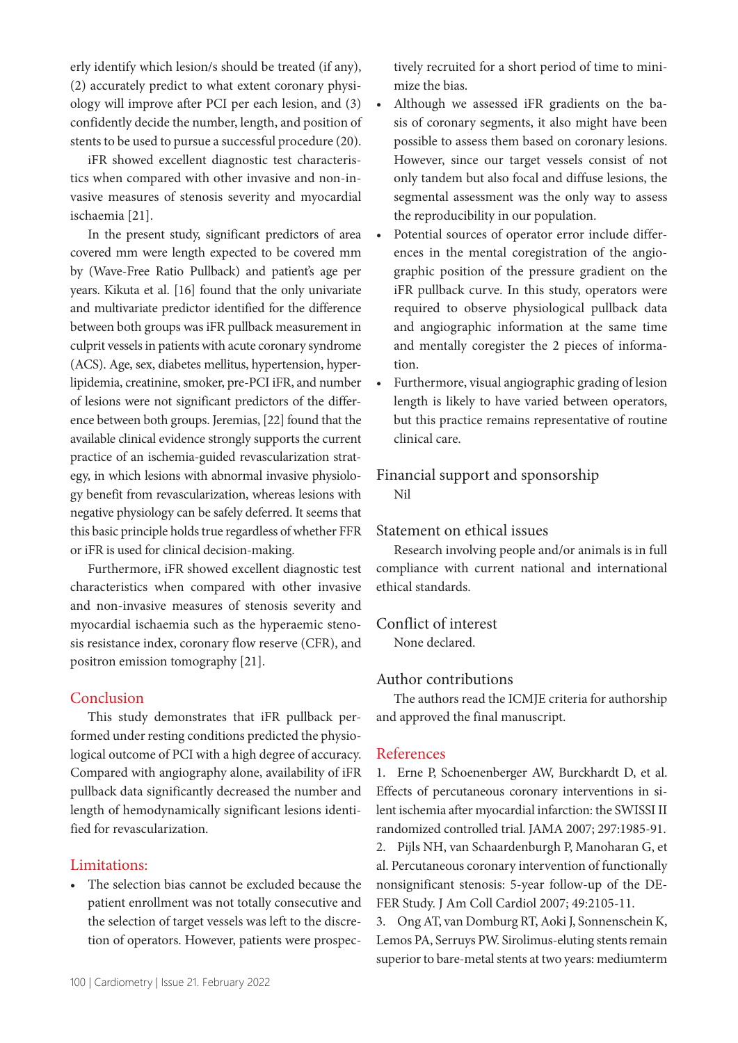erly identify which lesion/s should be treated (if any), (2) accurately predict to what extent coronary physiology will improve after PCI per each lesion, and (3) confidently decide the number, length, and position of stents to be used to pursue a successful procedure (20).

iFR showed excellent diagnostic test characteristics when compared with other invasive and non-invasive measures of stenosis severity and myocardial ischaemia [21].

In the present study, significant predictors of area covered mm were length expected to be covered mm by (Wave-Free Ratio Pullback) and patient's age per years. Kikuta et al. [16] found that the only univariate and multivariate predictor identified for the difference between both groups was iFR pullback measurement in culprit vessels in patients with acute coronary syndrome (ACS). Age, sex, diabetes mellitus, hypertension, hyperlipidemia, creatinine, smoker, pre-PCI iFR, and number of lesions were not significant predictors of the difference between both groups. Jeremias, [22] found that the available clinical evidence strongly supports the current practice of an ischemia-guided revascularization strategy, in which lesions with abnormal invasive physiology benefit from revascularization, whereas lesions with negative physiology can be safely deferred. It seems that this basic principle holds true regardless of whether FFR or iFR is used for clinical decision-making.

Furthermore, iFR showed excellent diagnostic test characteristics when compared with other invasive and non-invasive measures of stenosis severity and myocardial ischaemia such as the hyperaemic stenosis resistance index, coronary flow reserve (CFR), and positron emission tomography [21].

## Conclusion

This study demonstrates that iFR pullback performed under resting conditions predicted the physiological outcome of PCI with a high degree of accuracy. Compared with angiography alone, availability of iFR pullback data significantly decreased the number and length of hemodynamically significant lesions identified for revascularization.

## Limitations:

- The selection bias cannot be excluded because the patient enrollment was not totally consecutive and the selection of target vessels was left to the discretion of operators. However, patients were prospectively recruited for a short period of time to minimize the bias.
- Although we assessed iFR gradients on the basis of coronary segments, it also might have been possible to assess them based on coronary lesions. However, since our target vessels consist of not only tandem but also focal and diffuse lesions, the segmental assessment was the only way to assess the reproducibility in our population.
- Potential sources of operator error include differences in the mental coregistration of the angiographic position of the pressure gradient on the iFR pullback curve. In this study, operators were required to observe physiological pullback data and angiographic information at the same time and mentally coregister the 2 pieces of information.
- Furthermore, visual angiographic grading of lesion length is likely to have varied between operators, but this practice remains representative of routine clinical care.

## Financial support and sponsorship

Nil

## Statement on ethical issues

Research involving people and/or animals is in full compliance with current national and international ethical standards.

## Conflict of interest

None declared.

## Author contributions

The authors read the ICMJE criteria for authorship and approved the final manuscript.

## References

1. Erne P, Schoenenberger AW, Burckhardt D, et al. Effects of percutaneous coronary interventions in silent ischemia after myocardial infarction: the SWISSI II randomized controlled trial. JAMA 2007; 297:1985-91.
2. Pijls NH, van Schaardenburgh P, Manoharan G, et al. Percutaneous coronary intervention of functionally nonsignificant stenosis: 5-year follow-up of the DEFER Study. J Am Coll Cardiol 2007; 49:2105-11.
3. Ong AT, van Domburg RT, Aoki J, Sonnenschein K, Lemos PA, Serruys PW. Sirolimus-eluting stents remain superior to bare-metal stents at two years: mediumterm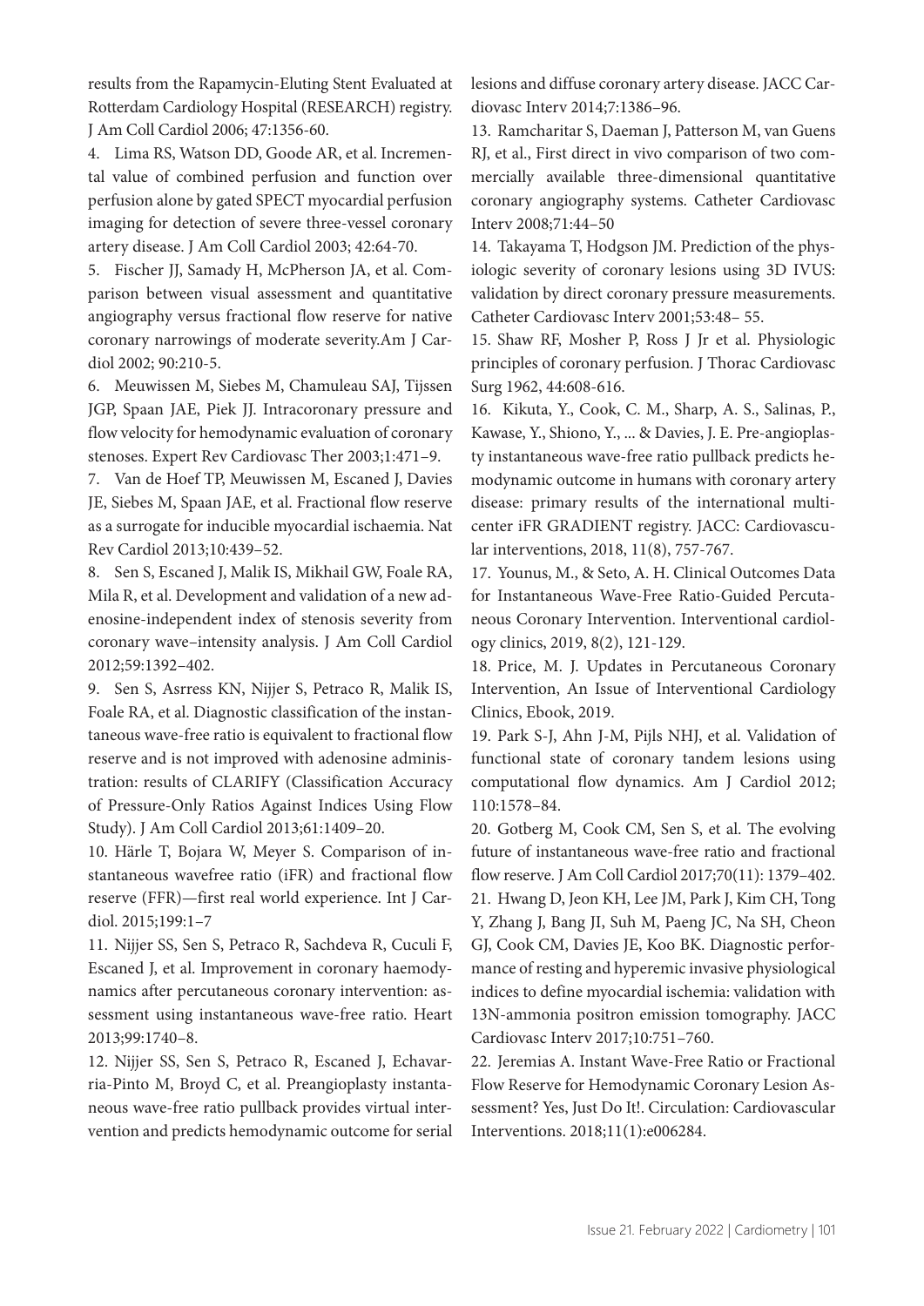results from the Rapamycin-Eluting Stent Evaluated at Rotterdam Cardiology Hospital (RESEARCH) registry. J Am Coll Cardiol 2006; 47:1356-60.

4. Lima RS, Watson DD, Goode AR, et al. Incremental value of combined perfusion and function over perfusion alone by gated SPECT myocardial perfusion imaging for detection of severe three-vessel coronary artery disease. J Am Coll Cardiol 2003; 42:64-70.

5. Fischer JJ, Samady H, McPherson JA, et al. Comparison between visual assessment and quantitative angiography versus fractional flow reserve for native coronary narrowings of moderate severity.Am J Cardiol 2002; 90:210-5.

6. Meuwissen M, Siebes M, Chamuleau SAJ, Tijssen JGP, Spaan JAE, Piek JJ. Intracoronary pressure and flow velocity for hemodynamic evaluation of coronary stenoses. Expert Rev Cardiovasc Ther 2003;1:471–9.

7. Van de Hoef TP, Meuwissen M, Escaned J, Davies JE, Siebes M, Spaan JAE, et al. Fractional flow reserve as a surrogate for inducible myocardial ischaemia. Nat Rev Cardiol 2013;10:439–52.

8. Sen S, Escaned J, Malik IS, Mikhail GW, Foale RA, Mila R, et al. Development and validation of a new adenosine-independent index of stenosis severity from coronary wave–intensity analysis. J Am Coll Cardiol 2012;59:1392–402.

9. Sen S, Asrress KN, Nijjer S, Petraco R, Malik IS, Foale RA, et al. Diagnostic classification of the instantaneous wave-free ratio is equivalent to fractional flow reserve and is not improved with adenosine administration: results of CLARIFY (Classification Accuracy of Pressure-Only Ratios Against Indices Using Flow Study). J Am Coll Cardiol 2013;61:1409–20.

10. Härle T, Bojara W, Meyer S. Comparison of instantaneous wavefree ratio (iFR) and fractional flow reserve (FFR)—first real world experience. Int J Cardiol. 2015;199:1–7

11. Nijjer SS, Sen S, Petraco R, Sachdeva R, Cuculi F, Escaned J, et al. Improvement in coronary haemodynamics after percutaneous coronary intervention: assessment using instantaneous wave-free ratio. Heart 2013;99:1740–8.

12. Nijjer SS, Sen S, Petraco R, Escaned J, Echavarria-Pinto M, Broyd C, et al. Preangioplasty instantaneous wave-free ratio pullback provides virtual intervention and predicts hemodynamic outcome for serial lesions and diffuse coronary artery disease. JACC Cardiovasc Interv 2014;7:1386–96.

13. Ramcharitar S, Daeman J, Patterson M, van Guens RJ, et al., First direct in vivo comparison of two commercially available three-dimensional quantitative coronary angiography systems. Catheter Cardiovasc Interv 2008;71:44–50

14. Takayama T, Hodgson JM. Prediction of the physiologic severity of coronary lesions using 3D IVUS: validation by direct coronary pressure measurements. Catheter Cardiovasc Interv 2001;53:48– 55.

15. Shaw RF, Mosher P, Ross J Jr et al. Physiologic principles of coronary perfusion. J Thorac Cardiovasc Surg 1962, 44:608-616.

16. Kikuta, Y., Cook, C. M., Sharp, A. S., Salinas, P., Kawase, Y., Shiono, Y., ... & Davies, J. E. Pre-angioplasty instantaneous wave-free ratio pullback predicts hemodynamic outcome in humans with coronary artery disease: primary results of the international multicenter iFR GRADIENT registry. JACC: Cardiovascular interventions, 2018, 11(8), 757-767.

17. Younus, M., & Seto, A. H. Clinical Outcomes Data for Instantaneous Wave-Free Ratio-Guided Percutaneous Coronary Intervention. Interventional cardiology clinics, 2019, 8(2), 121-129.

18. Price, M. J. Updates in Percutaneous Coronary Intervention, An Issue of Interventional Cardiology Clinics, Ebook, 2019.

19. Park S-J, Ahn J-M, Pijls NHJ, et al. Validation of functional state of coronary tandem lesions using computational flow dynamics. Am J Cardiol 2012; 110:1578–84.

20. Gotberg M, Cook CM, Sen S, et al. The evolving future of instantaneous wave-free ratio and fractional flow reserve. J Am Coll Cardiol 2017;70(11): 1379–402.

21. Hwang D, Jeon KH, Lee JM, Park J, Kim CH, Tong Y, Zhang J, Bang JI, Suh M, Paeng JC, Na SH, Cheon GJ, Cook CM, Davies JE, Koo BK. Diagnostic performance of resting and hyperemic invasive physiological indices to define myocardial ischemia: validation with 13N-ammonia positron emission tomography. JACC Cardiovasc Interv 2017;10:751–760.

22. Jeremias A. Instant Wave-Free Ratio or Fractional Flow Reserve for Hemodynamic Coronary Lesion Assessment? Yes, Just Do It!. Circulation: Cardiovascular Interventions. 2018;11(1):e006284.